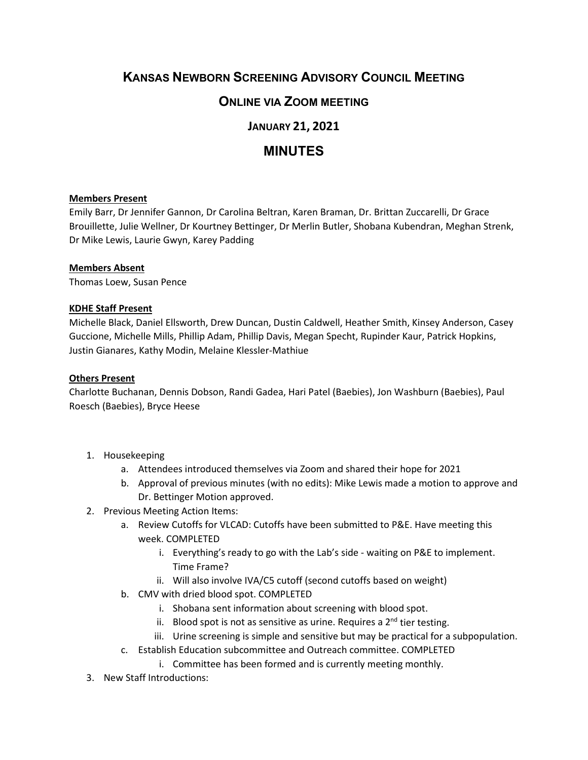# Kansas Newborn Screening Advisory Council Meeting

## Online via Zoom meeting

### January 21, 2021

## MINUTES

**Members Present**
Emily Barr, Dr Jennifer Gannon, Dr Carolina Beltran, Karen Braman, Dr. Brittan Zuccarelli, Dr Grace Brouillette, Julie Wellner, Dr Kourtney Bettinger, Dr Merlin Butler, Shobana Kubendran, Meghan Strenk, Dr Mike Lewis, Laurie Gwyn, Karey Padding

**Members Absent**
Thomas Loew, Susan Pence

**KDHE Staff Present**
Michelle Black, Daniel Ellsworth, Drew Duncan, Dustin Caldwell, Heather Smith, Kinsey Anderson, Casey Guccione, Michelle Mills, Phillip Adam, Phillip Davis, Megan Specht, Rupinder Kaur, Patrick Hopkins, Justin Gianares, Kathy Modin, Melaine Klessler-Mathiue

**Others Present**
Charlotte Buchanan, Dennis Dobson, Randi Gadea, Hari Patel (Baebies), Jon Washburn (Baebies), Paul Roesch (Baebies), Bryce Heese

1. Housekeeping
   a. Attendees introduced themselves via Zoom and shared their hope for 2021
   b. Approval of previous minutes (with no edits): Mike Lewis made a motion to approve and Dr. Bettinger Motion approved.
2. Previous Meeting Action Items:
   a. Review Cutoffs for VLCAD: Cutoffs have been submitted to P&E. Have meeting this week. COMPLETED
      i. Everything's ready to go with the Lab's side - waiting on P&E to implement. Time Frame?
      ii. Will also involve IVA/C5 cutoff (second cutoffs based on weight)
   b. CMV with dried blood spot. COMPLETED
      i. Shobana sent information about screening with blood spot.
      ii. Blood spot is not as sensitive as urine. Requires a 2nd tier testing.
      iii. Urine screening is simple and sensitive but may be practical for a subpopulation.
   c. Establish Education subcommittee and Outreach committee. COMPLETED
      i. Committee has been formed and is currently meeting monthly.
3. New Staff Introductions: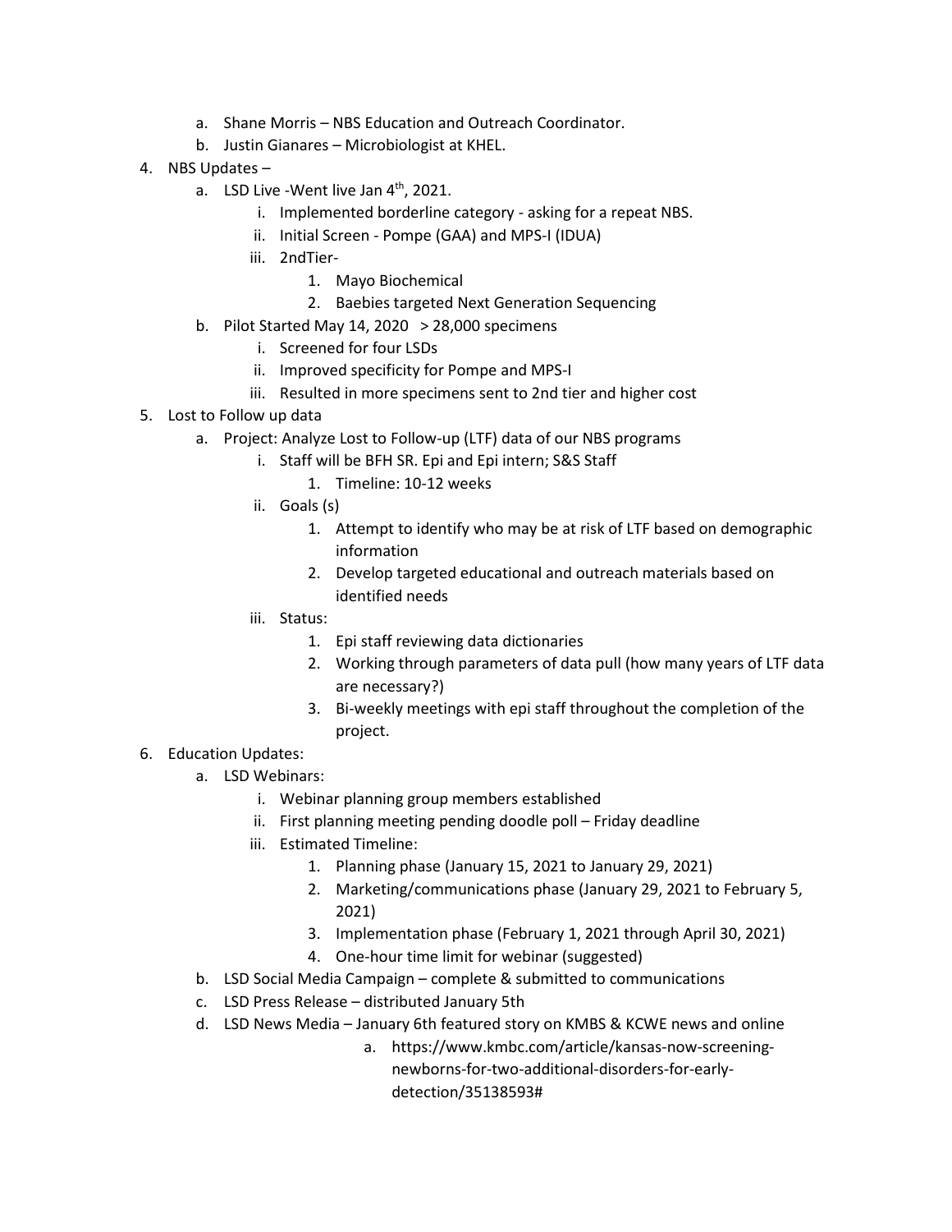a. Shane Morris – NBS Education and Outreach Coordinator.
   b. Justin Gianares – Microbiologist at KHEL.
4. NBS Updates –
   a. LSD Live -Went live Jan 4th, 2021.
      i. Implemented borderline category - asking for a repeat NBS.
      ii. Initial Screen - Pompe (GAA) and MPS-I (IDUA)
      iii. 2ndTier-
         1. Mayo Biochemical
         2. Baebies targeted Next Generation Sequencing
   b. Pilot Started May 14, 2020 > 28,000 specimens
      i. Screened for four LSDs
      ii. Improved specificity for Pompe and MPS-I
      iii. Resulted in more specimens sent to 2nd tier and higher cost
5. Lost to Follow up data
   a. Project: Analyze Lost to Follow-up (LTF) data of our NBS programs
      i. Staff will be BFH SR. Epi and Epi intern; S&S Staff
         1. Timeline: 10-12 weeks
      ii. Goals (s)
         1. Attempt to identify who may be at risk of LTF based on demographic information
         2. Develop targeted educational and outreach materials based on identified needs
      iii. Status:
         1. Epi staff reviewing data dictionaries
         2. Working through parameters of data pull (how many years of LTF data are necessary?)
         3. Bi-weekly meetings with epi staff throughout the completion of the project.
6. Education Updates:
   a. LSD Webinars:
      i. Webinar planning group members established
      ii. First planning meeting pending doodle poll – Friday deadline
      iii. Estimated Timeline:
         1. Planning phase (January 15, 2021 to January 29, 2021)
         2. Marketing/communications phase (January 29, 2021 to February 5, 2021)
         3. Implementation phase (February 1, 2021 through April 30, 2021)
         4. One-hour time limit for webinar (suggested)
   b. LSD Social Media Campaign – complete & submitted to communications
   c. LSD Press Release – distributed January 5th
   d. LSD News Media – January 6th featured story on KMBS & KCWE news and online
      a. https://www.kmbc.com/article/kansas-now-screening-newborns-for-two-additional-disorders-for-early-detection/35138593#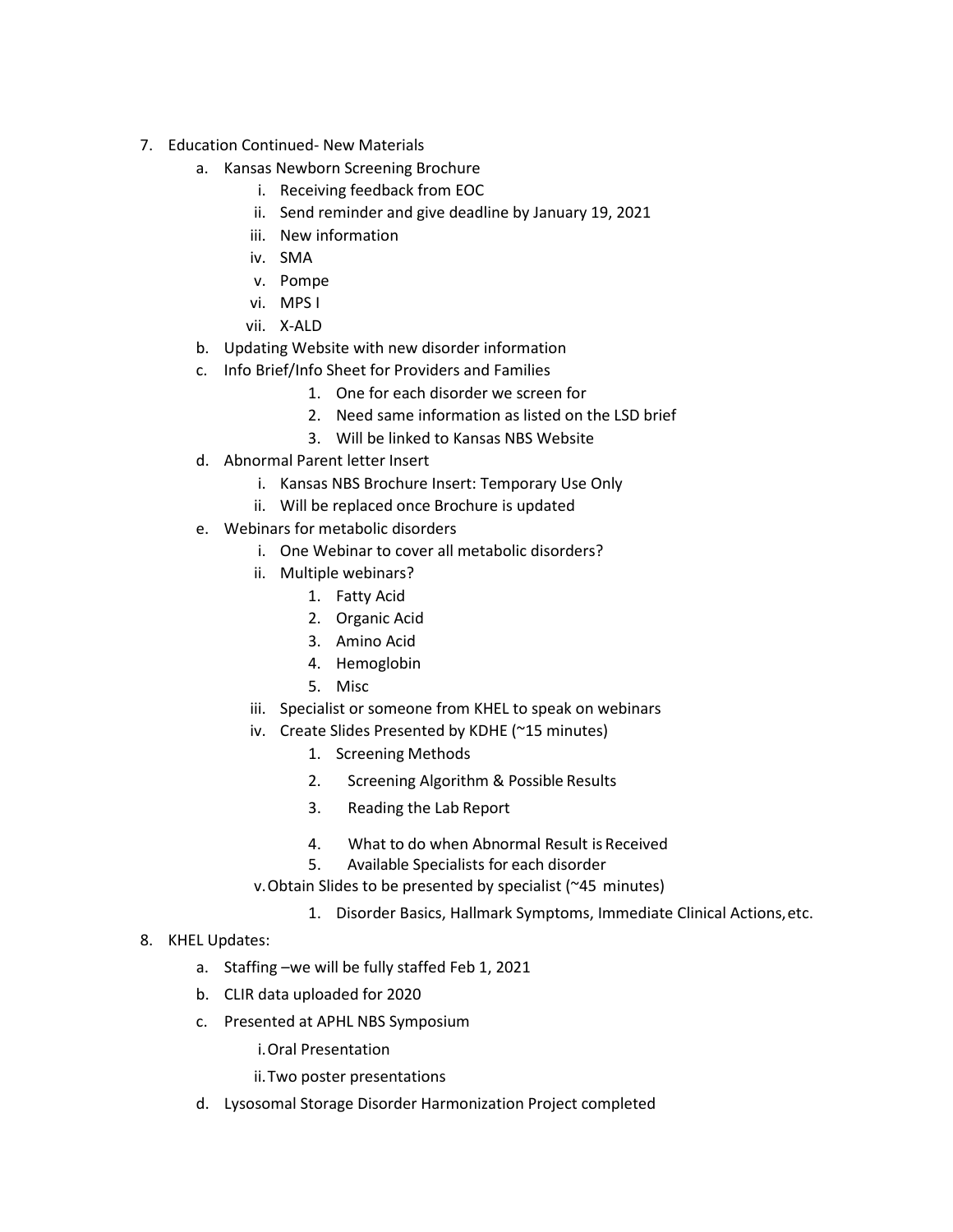7. Education Continued- New Materials
    a. Kansas Newborn Screening Brochure
        i. Receiving feedback from EOC
        ii. Send reminder and give deadline by January 19, 2021
        iii. New information
        iv. SMA
        v. Pompe
        vi. MPS I
        vii. X-ALD
    b. Updating Website with new disorder information
    c. Info Brief/Info Sheet for Providers and Families
        1. One for each disorder we screen for
        2. Need same information as listed on the LSD brief
        3. Will be linked to Kansas NBS Website
    d. Abnormal Parent letter Insert
        i. Kansas NBS Brochure Insert: Temporary Use Only
        ii. Will be replaced once Brochure is updated
    e. Webinars for metabolic disorders
        i. One Webinar to cover all metabolic disorders?
        ii. Multiple webinars?
            1. Fatty Acid
            2. Organic Acid
            3. Amino Acid
            4. Hemoglobin
            5. Misc
        iii. Specialist or someone from KHEL to speak on webinars
        iv. Create Slides Presented by KDHE (~15 minutes)
            1. Screening Methods
            2. Screening Algorithm & Possible Results
            3. Reading the Lab Report
            4. What to do when Abnormal Result is Received
            5. Available Specialists for each disorder
        v. Obtain Slides to be presented by specialist (~45 minutes)
            1. Disorder Basics, Hallmark Symptoms, Immediate Clinical Actions, etc.
8. KHEL Updates:
    a. Staffing –we will be fully staffed Feb 1, 2021
    b. CLIR data uploaded for 2020
    c. Presented at APHL NBS Symposium
        i. Oral Presentation
        ii. Two poster presentations
    d. Lysosomal Storage Disorder Harmonization Project completed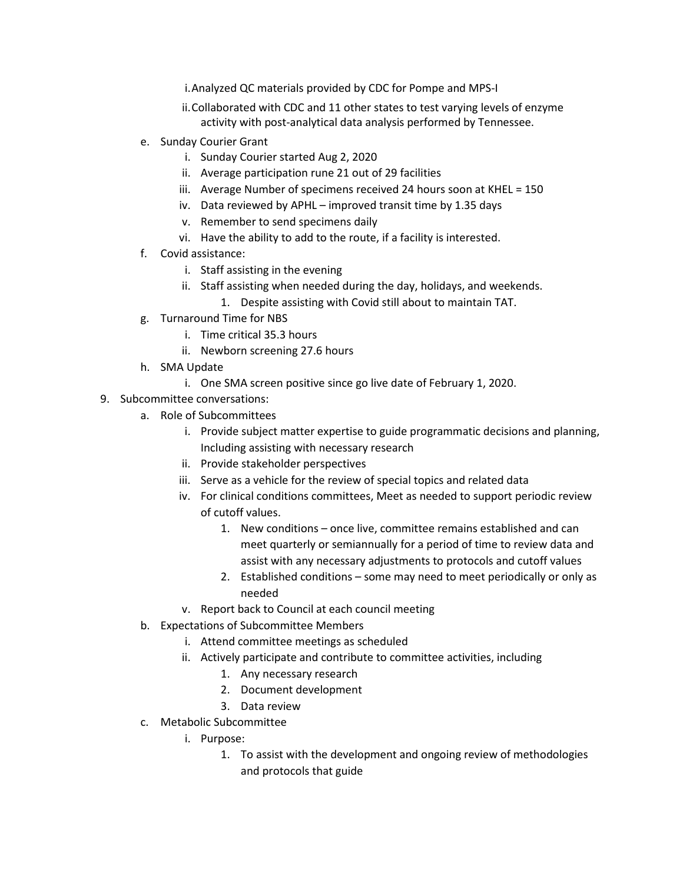i. Analyzed QC materials provided by CDC for Pompe and MPS-I
   ii. Collaborated with CDC and 11 other states to test varying levels of enzyme activity with post-analytical data analysis performed by Tennessee.

e. Sunday Courier Grant
   i. Sunday Courier started Aug 2, 2020
   ii. Average participation rune 21 out of 29 facilities
   iii. Average Number of specimens received 24 hours soon at KHEL = 150
   iv. Data reviewed by APHL – improved transit time by 1.35 days
   v. Remember to send specimens daily
   vi. Have the ability to add to the route, if a facility is interested.

f. Covid assistance:
   i. Staff assisting in the evening
   ii. Staff assisting when needed during the day, holidays, and weekends.
      1. Despite assisting with Covid still about to maintain TAT.

g. Turnaround Time for NBS
   i. Time critical 35.3 hours
   ii. Newborn screening 27.6 hours

h. SMA Update
   i. One SMA screen positive since go live date of February 1, 2020.

9. Subcommittee conversations:
   a. Role of Subcommittees
      i. Provide subject matter expertise to guide programmatic decisions and planning, Including assisting with necessary research
      ii. Provide stakeholder perspectives
      iii. Serve as a vehicle for the review of special topics and related data
      iv. For clinical conditions committees, Meet as needed to support periodic review of cutoff values.
         1. New conditions – once live, committee remains established and can meet quarterly or semiannually for a period of time to review data and assist with any necessary adjustments to protocols and cutoff values
         2. Established conditions – some may need to meet periodically or only as needed
      v. Report back to Council at each council meeting
   b. Expectations of Subcommittee Members
      i. Attend committee meetings as scheduled
      ii. Actively participate and contribute to committee activities, including
         1. Any necessary research
         2. Document development
         3. Data review
   c. Metabolic Subcommittee
      i. Purpose:
         1. To assist with the development and ongoing review of methodologies and protocols that guide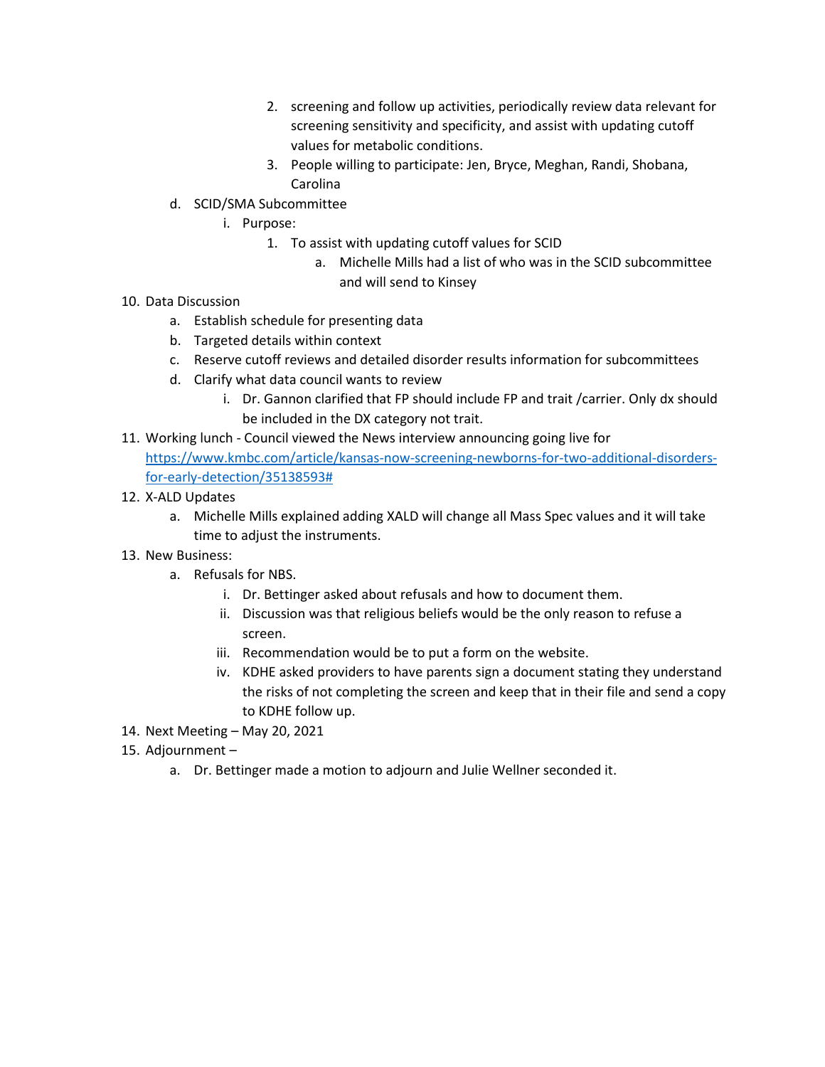2. screening and follow up activities, periodically review data relevant for screening sensitivity and specificity, and assist with updating cutoff values for metabolic conditions.
3. People willing to participate: Jen, Bryce, Meghan, Randi, Shobana, Carolina

d. SCID/SMA Subcommittee
   i. Purpose:
      1. To assist with updating cutoff values for SCID
         a. Michelle Mills had a list of who was in the SCID subcommittee and will send to Kinsey

10. Data Discussion
    a. Establish schedule for presenting data
    b. Targeted details within context
    c. Reserve cutoff reviews and detailed disorder results information for subcommittees
    d. Clarify what data council wants to review
       i. Dr. Gannon clarified that FP should include FP and trait /carrier. Only dx should be included in the DX category not trait.
11. Working lunch - Council viewed the News interview announcing going live for [https://www.kmbc.com/article/kansas-now-screening-newborns-for-two-additional-disorders-for-early-detection/35138593#](https://www.kmbc.com/article/kansas-now-screening-newborns-for-two-additional-disorders-for-early-detection/35138593#)
12. X-ALD Updates
    a. Michelle Mills explained adding XALD will change all Mass Spec values and it will take time to adjust the instruments.
13. New Business:
    a. Refusals for NBS.
       i. Dr. Bettinger asked about refusals and how to document them.
       ii. Discussion was that religious beliefs would be the only reason to refuse a screen.
       iii. Recommendation would be to put a form on the website.
       iv. KDHE asked providers to have parents sign a document stating they understand the risks of not completing the screen and keep that in their file and send a copy to KDHE follow up.
14. Next Meeting – May 20, 2021
15. Adjournment –
    a. Dr. Bettinger made a motion to adjourn and Julie Wellner seconded it.